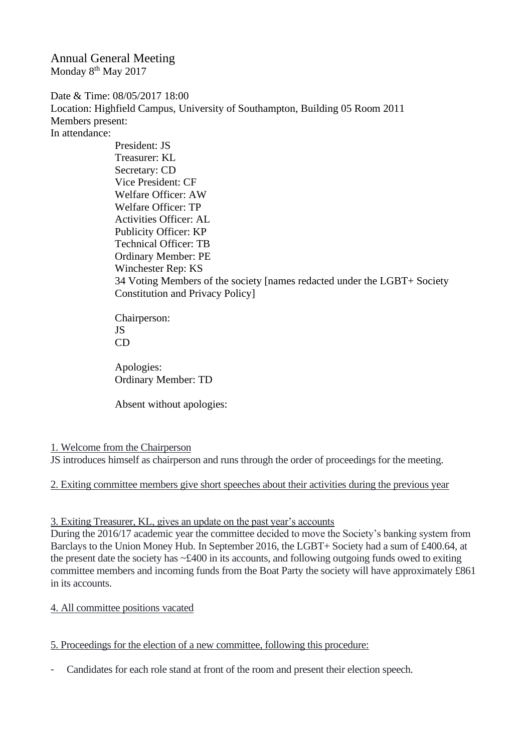# Annual General Meeting

Monday 8th May 2017

Date & Time: 08/05/2017 18:00
Location: Highfield Campus, University of Southampton, Building 05 Room 2011
Members present:
In attendance:

President: JS
Treasurer: KL
Secretary: CD
Vice President: CF
Welfare Officer: AW
Welfare Officer: TP
Activities Officer: AL
Publicity Officer: KP
Technical Officer: TB
Ordinary Member: PE
Winchester Rep: KS
34 Voting Members of the society [names redacted under the LGBT+ Society Constitution and Privacy Policy]

Chairperson:
JS
CD

Apologies:
Ordinary Member: TD

Absent without apologies:

<u>1. Welcome from the Chairperson</u>

JS introduces himself as chairperson and runs through the order of proceedings for the meeting.

<u>2. Exiting committee members give short speeches about their activities during the previous year</u>

<u>3. Exiting Treasurer, KL, gives an update on the past year's accounts</u>

During the 2016/17 academic year the committee decided to move the Society's banking system from Barclays to the Union Money Hub. In September 2016, the LGBT+ Society had a sum of £400.64, at the present date the society has ~£400 in its accounts, and following outgoing funds owed to exiting committee members and incoming funds from the Boat Party the society will have approximately £861 in its accounts.

<u>4. All committee positions vacated</u>

<u>5. Proceedings for the election of a new committee, following this procedure:</u>

- Candidates for each role stand at front of the room and present their election speech.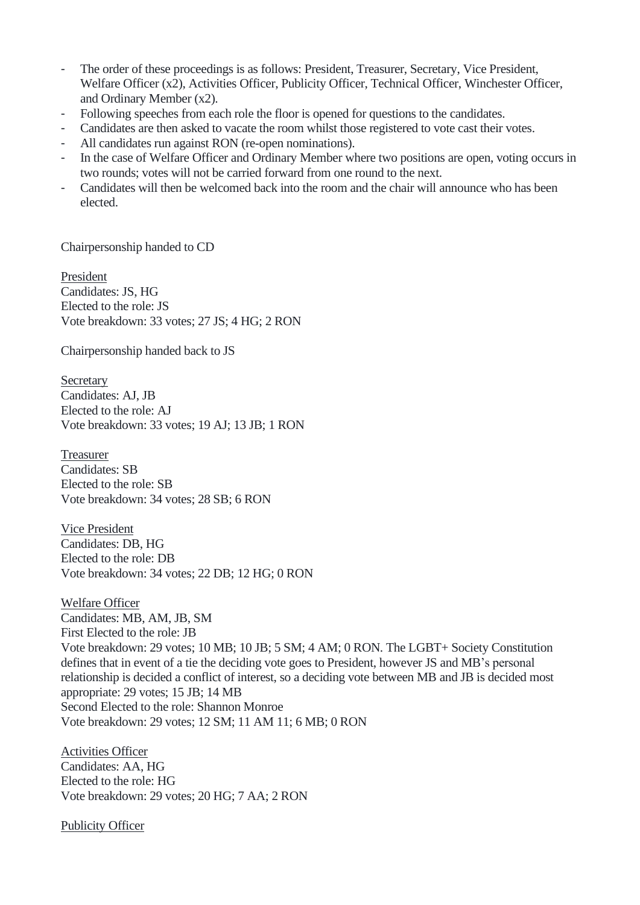- The order of these proceedings is as follows: President, Treasurer, Secretary, Vice President, Welfare Officer (x2), Activities Officer, Publicity Officer, Technical Officer, Winchester Officer, and Ordinary Member (x2).
- Following speeches from each role the floor is opened for questions to the candidates.
- Candidates are then asked to vacate the room whilst those registered to vote cast their votes.
- All candidates run against RON (re-open nominations).
- In the case of Welfare Officer and Ordinary Member where two positions are open, voting occurs in two rounds; votes will not be carried forward from one round to the next.
- Candidates will then be welcomed back into the room and the chair will announce who has been elected.

Chairpersonship handed to CD

<u>President</u>
Candidates: JS, HG
Elected to the role: JS
Vote breakdown: 33 votes; 27 JS; 4 HG; 2 RON

Chairpersonship handed back to JS

<u>Secretary</u>
Candidates: AJ, JB
Elected to the role: AJ
Vote breakdown: 33 votes; 19 AJ; 13 JB; 1 RON

<u>Treasurer</u>
Candidates: SB
Elected to the role: SB
Vote breakdown: 34 votes; 28 SB; 6 RON

<u>Vice President</u>
Candidates: DB, HG
Elected to the role: DB
Vote breakdown: 34 votes; 22 DB; 12 HG; 0 RON

<u>Welfare Officer</u>
Candidates: MB, AM, JB, SM
First Elected to the role: JB
Vote breakdown: 29 votes; 10 MB; 10 JB; 5 SM; 4 AM; 0 RON. The LGBT+ Society Constitution defines that in event of a tie the deciding vote goes to President, however JS and MB's personal relationship is decided a conflict of interest, so a deciding vote between MB and JB is decided most appropriate: 29 votes; 15 JB; 14 MB
Second Elected to the role: Shannon Monroe
Vote breakdown: 29 votes; 12 SM; 11 AM 11; 6 MB; 0 RON

<u>Activities Officer</u>
Candidates: AA, HG
Elected to the role: HG
Vote breakdown: 29 votes; 20 HG; 7 AA; 2 RON

<u>Publicity Officer</u>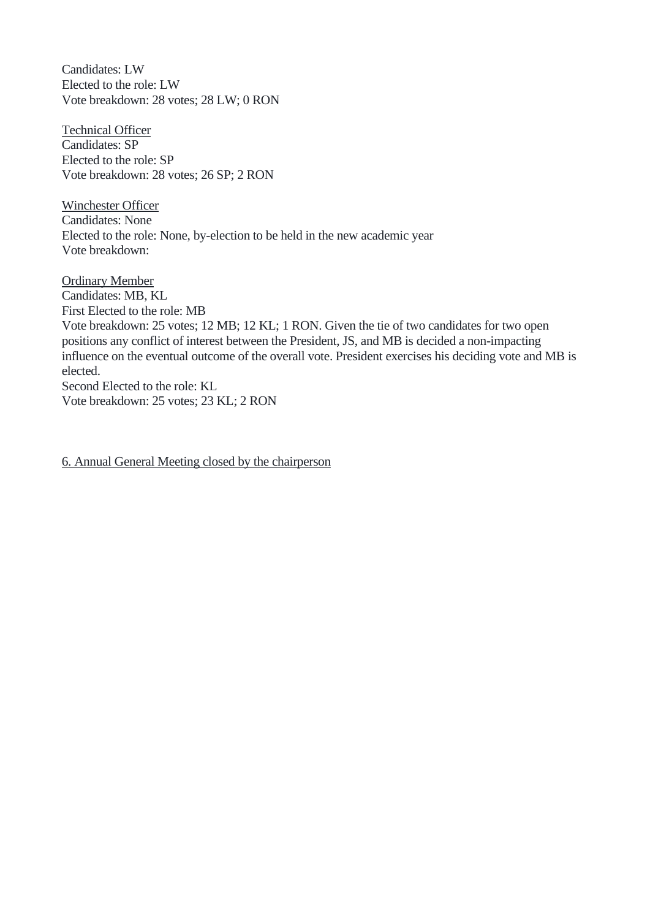Candidates: LW
Elected to the role: LW
Vote breakdown: 28 votes; 28 LW; 0 RON

Technical Officer
Candidates: SP
Elected to the role: SP
Vote breakdown: 28 votes; 26 SP; 2 RON

Winchester Officer
Candidates: None
Elected to the role: None, by-election to be held in the new academic year
Vote breakdown:

Ordinary Member
Candidates: MB, KL
First Elected to the role: MB
Vote breakdown: 25 votes; 12 MB; 12 KL; 1 RON. Given the tie of two candidates for two open positions any conflict of interest between the President, JS, and MB is decided a non-impacting influence on the eventual outcome of the overall vote. President exercises his deciding vote and MB is elected.
Second Elected to the role: KL
Vote breakdown: 25 votes; 23 KL; 2 RON

6. Annual General Meeting closed by the chairperson